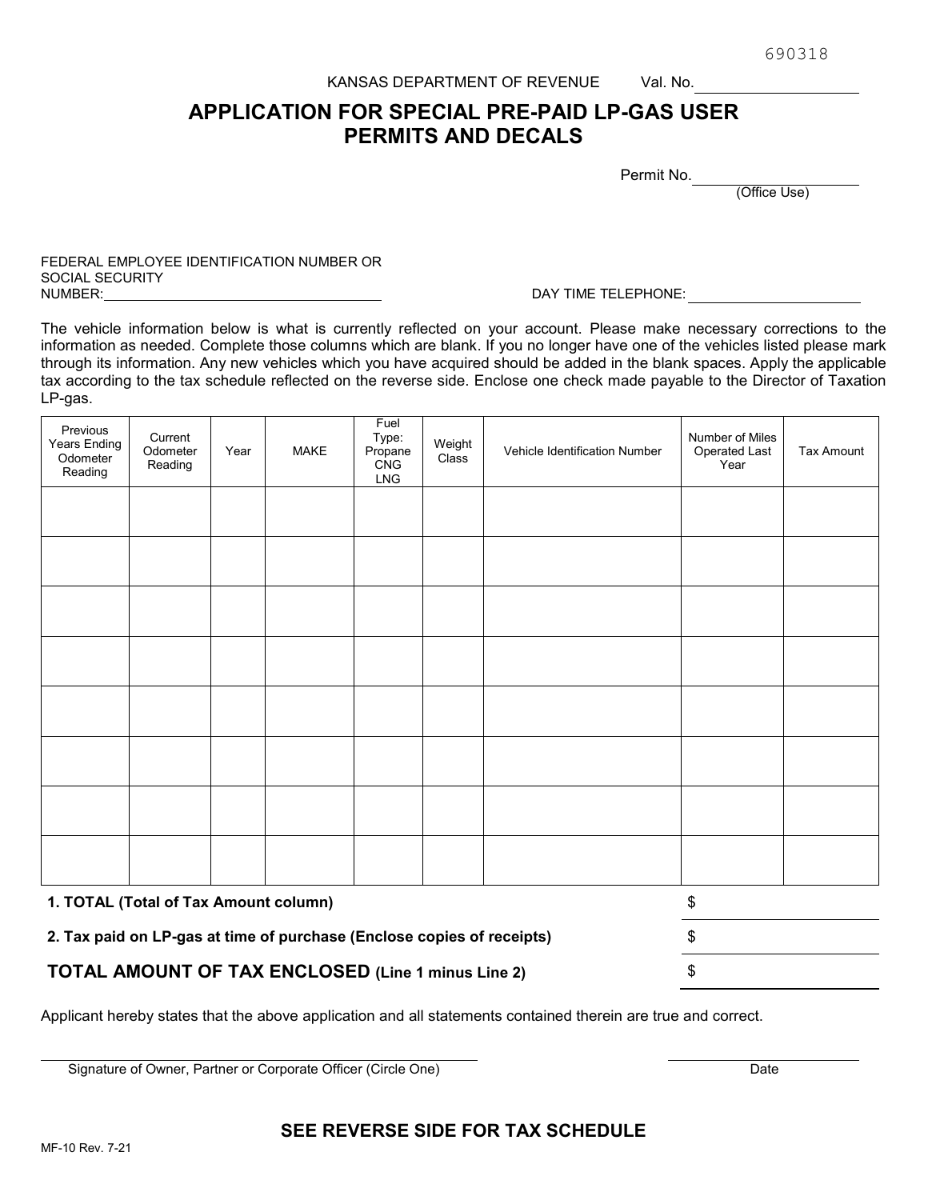690318

KANSAS DEPARTMENT OF REVENUE Val. No. ____________________

# APPLICATION FOR SPECIAL PRE-PAID LP-GAS USER PERMITS AND DECALS

Permit No. ____________________
(Office Use)

FEDERAL EMPLOYEE IDENTIFICATION NUMBER OR SOCIAL SECURITY NUMBER: ______________________________

DAY TIME TELEPHONE: ____________________

The vehicle information below is what is currently reflected on your account. Please make necessary corrections to the information as needed. Complete those columns which are blank. If you no longer have one of the vehicles listed please mark through its information. Any new vehicles which you have acquired should be added in the blank spaces. Apply the applicable tax according to the tax schedule reflected on the reverse side. Enclose one check made payable to the Director of Taxation LP-gas.

| Previous Years Ending Odometer Reading | Current Odometer Reading | Year | MAKE | Fuel Type: Propane CNG LNG | Weight Class | Vehicle Identification Number | Number of Miles Operated Last Year | Tax Amount |
|---|---|---|---|---|---|---|---|---|
| | | | | | | | | |
| | | | | | | | | |
| | | | | | | | | |
| | | | | | | | | |
| | | | | | | | | |
| | | | | | | | | |
| | | | | | | | | |
| | | | | | | | | |

**1. TOTAL (Total of Tax Amount column)** $ ____________

**2. Tax paid on LP-gas at time of purchase (Enclose copies of receipts)** $ ____________

**TOTAL AMOUNT OF TAX ENCLOSED (Line 1 minus Line 2)** $ ____________

Applicant hereby states that the above application and all statements contained therein are true and correct.

______________________________ ____________
Signature of Owner, Partner or Corporate Officer (Circle One) Date

**SEE REVERSE SIDE FOR TAX SCHEDULE**

MF-10 Rev. 7-21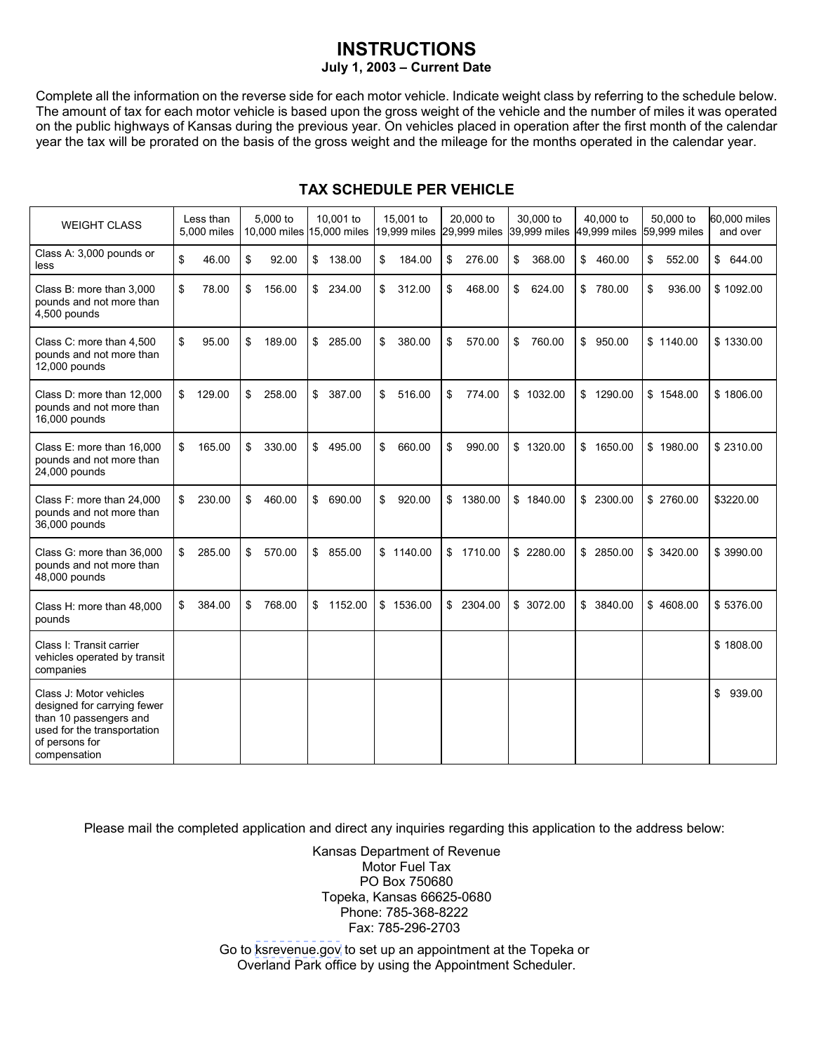# INSTRUCTIONS

**July 1, 2003 – Current Date**

Complete all the information on the reverse side for each motor vehicle. Indicate weight class by referring to the schedule below. The amount of tax for each motor vehicle is based upon the gross weight of the vehicle and the number of miles it was operated on the public highways of Kansas during the previous year. On vehicles placed in operation after the first month of the calendar year the tax will be prorated on the basis of the gross weight and the mileage for the months operated in the calendar year.

## TAX SCHEDULE PER VEHICLE

| WEIGHT CLASS | Less than 5,000 miles | 5,000 to 10,000 miles | 10,001 to 15,000 miles | 15,001 to 19,999 miles | 20,000 to 29,999 miles | 30,000 to 39,999 miles | 40,000 to 49,999 miles | 50,000 to 59,999 miles | 60,000 miles and over |
|---|---|---|---|---|---|---|---|---|---|
| Class A: 3,000 pounds or less | $ 46.00 | $ 92.00 | $ 138.00 | $ 184.00 | $ 276.00 | $ 368.00 | $ 460.00 | $ 552.00 | $ 644.00 |
| Class B: more than 3,000 pounds and not more than 4,500 pounds | $ 78.00 | $ 156.00 | $ 234.00 | $ 312.00 | $ 468.00 | $ 624.00 | $ 780.00 | $ 936.00 | $ 1092.00 |
| Class C: more than 4,500 pounds and not more than 12,000 pounds | $ 95.00 | $ 189.00 | $ 285.00 | $ 380.00 | $ 570.00 | $ 760.00 | $ 950.00 | $ 1140.00 | $ 1330.00 |
| Class D: more than 12,000 pounds and not more than 16,000 pounds | $ 129.00 | $ 258.00 | $ 387.00 | $ 516.00 | $ 774.00 | $ 1032.00 | $ 1290.00 | $ 1548.00 | $ 1806.00 |
| Class E: more than 16,000 pounds and not more than 24,000 pounds | $ 165.00 | $ 330.00 | $ 495.00 | $ 660.00 | $ 990.00 | $ 1320.00 | $ 1650.00 | $ 1980.00 | $ 2310.00 |
| Class F: more than 24,000 pounds and not more than 36,000 pounds | $ 230.00 | $ 460.00 | $ 690.00 | $ 920.00 | $ 1380.00 | $ 1840.00 | $ 2300.00 | $ 2760.00 | $3220.00 |
| Class G: more than 36,000 pounds and not more than 48,000 pounds | $ 285.00 | $ 570.00 | $ 855.00 | $ 1140.00 | $ 1710.00 | $ 2280.00 | $ 2850.00 | $ 3420.00 | $ 3990.00 |
| Class H: more than 48,000 pounds | $ 384.00 | $ 768.00 | $ 1152.00 | $ 1536.00 | $ 2304.00 | $ 3072.00 | $ 3840.00 | $ 4608.00 | $ 5376.00 |
| Class I: Transit carrier vehicles operated by transit companies | | | | | | | | | $ 1808.00 |
| Class J: Motor vehicles designed for carrying fewer than 10 passengers and used for the transportation of persons for compensation | | | | | | | | | $ 939.00 |

Please mail the completed application and direct any inquiries regarding this application to the address below:

Kansas Department of Revenue
Motor Fuel Tax
PO Box 750680
Topeka, Kansas 66625-0680
Phone: 785-368-8222
Fax: 785-296-2703

Go to ksrevenue.gov to set up an appointment at the Topeka or Overland Park office by using the Appointment Scheduler.